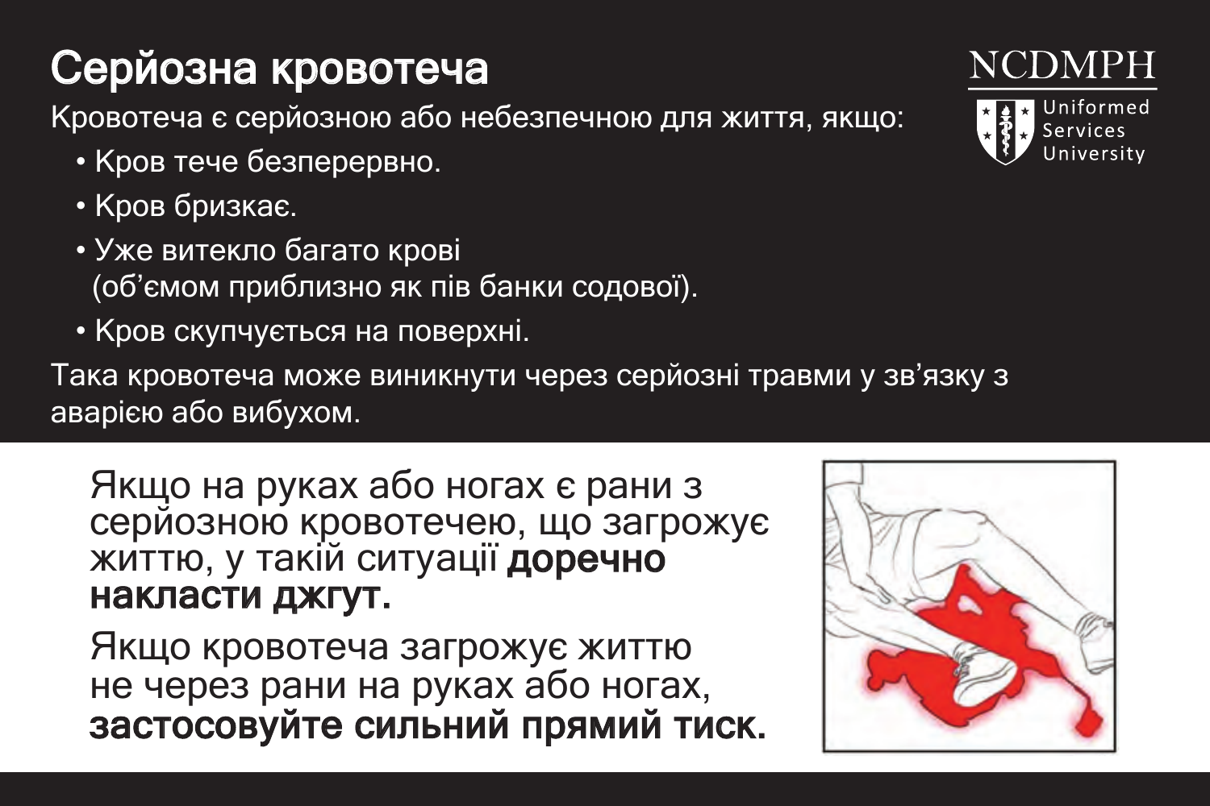# Серйозна кровотеча

NCDMPH

Uniformed Services University

Кровотеча є серйозною або небезпечною для життя, якщо:

- Кров тече безперервно.
- Кров бризкає.
- Уже витекло багато крові (об’ємом приблизно як пів банки содової).
- Кров скупчується на поверхні.

Така кровотеча може виникнути через серйозні травми у зв’язку з аварією або вибухом.

Якщо на руках або ногах є рани з серйозною кровотечею, що загрожує життю, у такій ситуації **доречно накласти джгут.**

Якщо кровотеча загрожує життю не через рани на руках або ногах, **застосовуйте сильний прямий тиск.**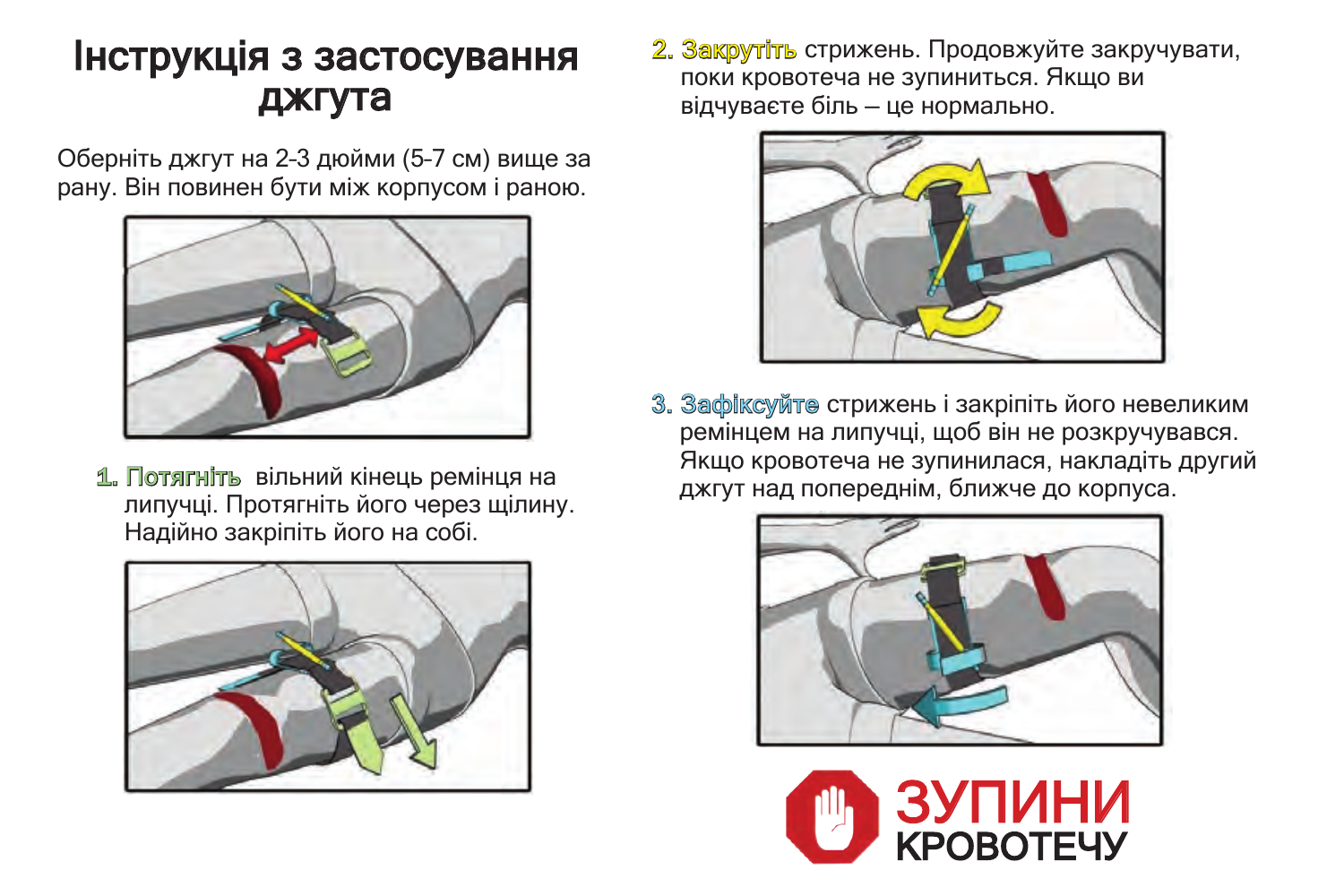# Інструкція з застосування джгута

Оберніть джгут на 2-3 дюйми (5-7 см) вище за рану. Він повинен бути між корпусом і раною.

1. **Потягніть** вільний кінець ремінця на липучці. Протягніть його через щілину. Надійно закріпіть його на собі.

2. **Закрутіть** стрижень. Продовжуйте закручувати, поки кровотеча не зупиниться. Якщо ви відчуваєте біль – це нормально.

3. **Зафіксуйте** стрижень і закріпіть його невеликим ремінцем на липучці, щоб він не розкручувався. Якщо кровотеча не зупинилася, накладіть другий джгут над попереднім, ближче до корпуса.

**ЗУПИНИ КРОВОТЕЧУ**